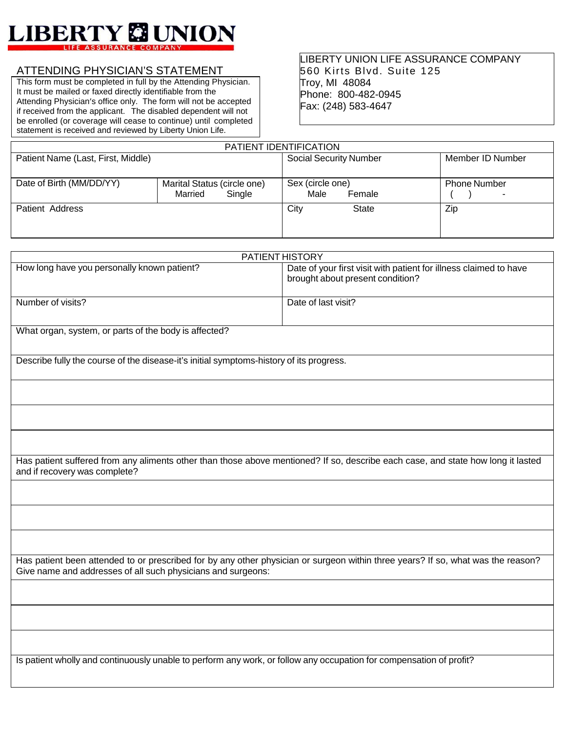# LIBERTY UNION

LIFE ASSURANCE COMPANY

## ATTENDING PHYSICIAN'S STATEMENT

This form must be completed in full by the Attending Physician. It must be mailed or faxed directly identifiable from the Attending Physician's office only. The form will not be accepted if received from the applicant. The disabled dependent will not be enrolled (or coverage will cease to continue) until completed statement is received and reviewed by Liberty Union Life.

LIBERTY UNION LIFE ASSURANCE COMPANY
560 Kirts Blvd. Suite 125
Troy, MI 48084
Phone: 800-482-0945
Fax: (248) 583-4647

| PATIENT IDENTIFICATION | | | |
|---|---|---|---|
| Patient Name (Last, First, Middle) | | Social Security Number | Member ID Number |
| Date of Birth (MM/DD/YY) | Marital Status (circle one) Married Single | Sex (circle one) Male Female | Phone Number ( ) - |
| Patient Address | | City State | Zip |

| PATIENT HISTORY | |
|---|---|
| How long have you personally known patient? | Date of your first visit with patient for illness claimed to have brought about present condition? |
| Number of visits? | Date of last visit? |
| What organ, system, or parts of the body is affected? | |
| Describe fully the course of the disease-it's initial symptoms-history of its progress. | |
| | |
| | |
| | |
| Has patient suffered from any aliments other than those above mentioned? If so, describe each case, and state how long it lasted and if recovery was complete? | |
| | |
| | |
| | |
| Has patient been attended to or prescribed for by any other physician or surgeon within three years? If so, what was the reason? Give name and addresses of all such physicians and surgeons: | |
| | |
| | |
| | |
| Is patient wholly and continuously unable to perform any work, or follow any occupation for compensation of profit? | |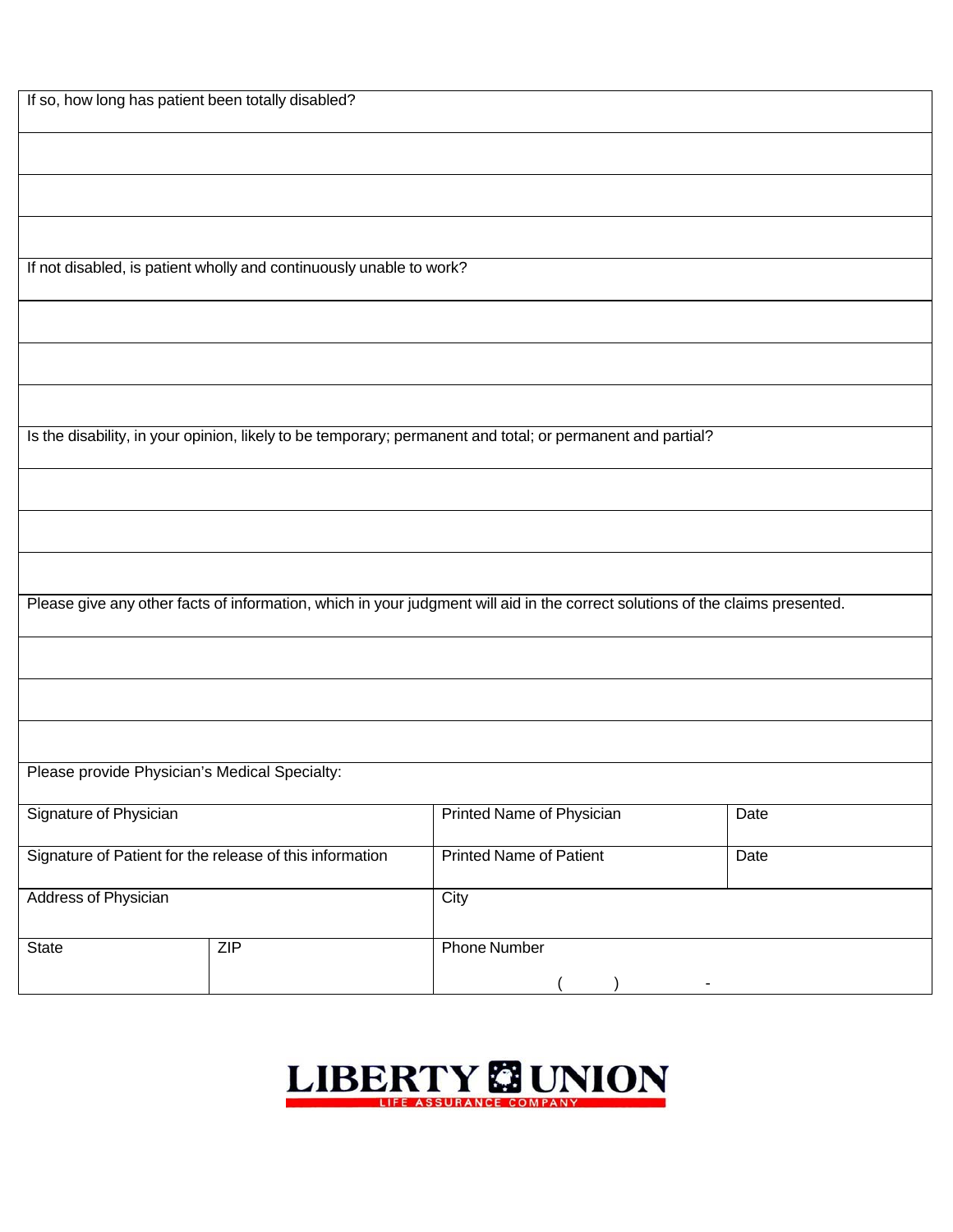If so, how long has patient been totally disabled?

If not disabled, is patient wholly and continuously unable to work?

Is the disability, in your opinion, likely to be temporary; permanent and total; or permanent and partial?

Please give any other facts of information, which in your judgment will aid in the correct solutions of the claims presented.

Please provide Physician's Medical Specialty:

| | | | |
|---|---|---|---|
| Signature of Physician | | Printed Name of Physician | Date |
| Signature of Patient for the release of this information | | Printed Name of Patient | Date |
| Address of Physician | | City | |
| State | ZIP | Phone Number<br>( ) - | |

LIBERTY UNION LIFE ASSURANCE COMPANY